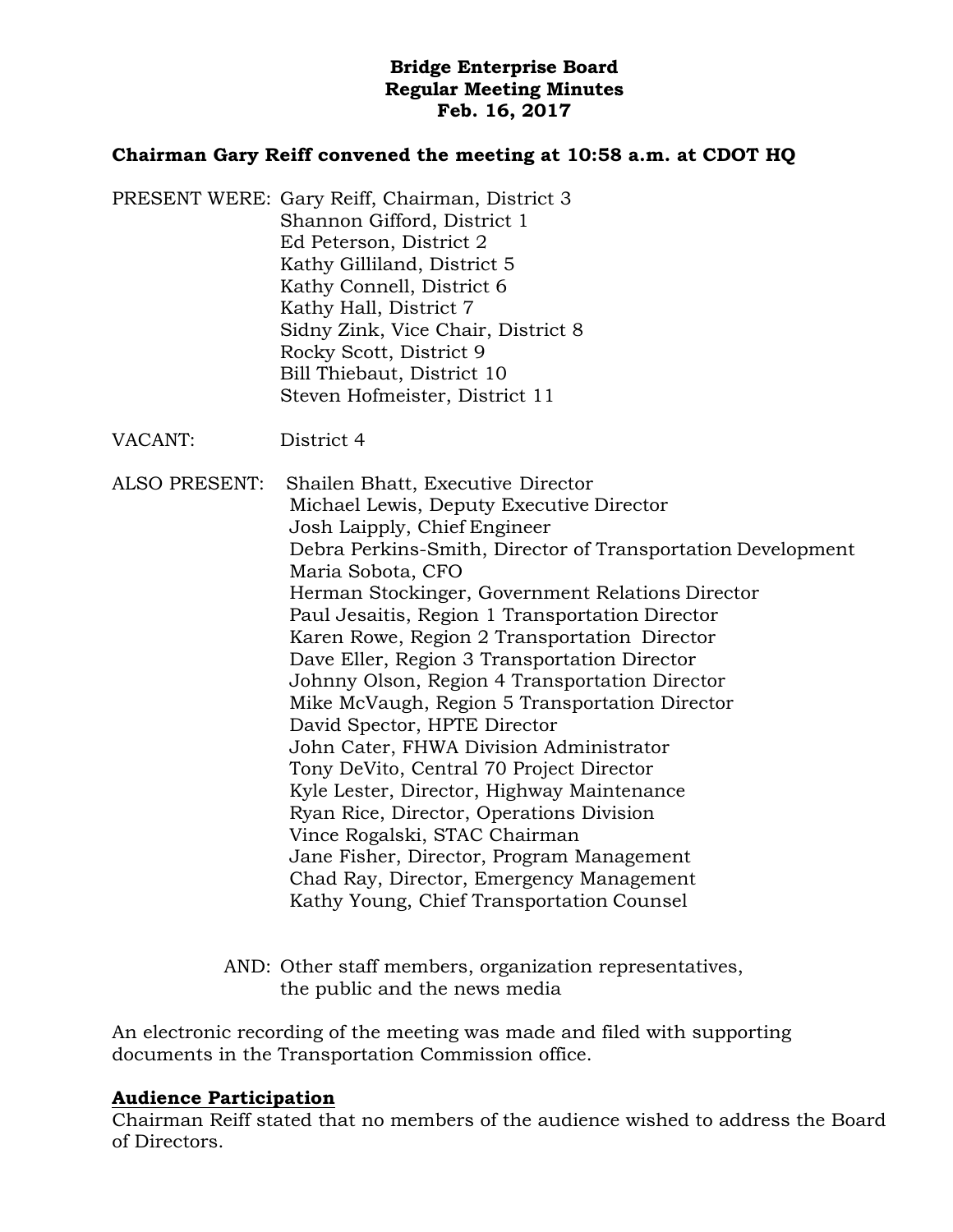**Bridge Enterprise Board**
**Regular Meeting Minutes**
**Feb. 16, 2017**

**Chairman Gary Reiff convened the meeting at 10:58 a.m. at CDOT HQ**

PRESENT WERE: Gary Reiff, Chairman, District 3
Shannon Gifford, District 1
Ed Peterson, District 2
Kathy Gilliland, District 5
Kathy Connell, District 6
Kathy Hall, District 7
Sidny Zink, Vice Chair, District 8
Rocky Scott, District 9
Bill Thiebaut, District 10
Steven Hofmeister, District 11

VACANT: District 4

ALSO PRESENT: Shailen Bhatt, Executive Director
Michael Lewis, Deputy Executive Director
Josh Laipply, Chief Engineer
Debra Perkins-Smith, Director of Transportation Development
Maria Sobota, CFO
Herman Stockinger, Government Relations Director
Paul Jesaitis, Region 1 Transportation Director
Karen Rowe, Region 2 Transportation Director
Dave Eller, Region 3 Transportation Director
Johnny Olson, Region 4 Transportation Director
Mike McVaugh, Region 5 Transportation Director
David Spector, HPTE Director
John Cater, FHWA Division Administrator
Tony DeVito, Central 70 Project Director
Kyle Lester, Director, Highway Maintenance
Ryan Rice, Director, Operations Division
Vince Rogalski, STAC Chairman
Jane Fisher, Director, Program Management
Chad Ray, Director, Emergency Management
Kathy Young, Chief Transportation Counsel

AND: Other staff members, organization representatives, the public and the news media

An electronic recording of the meeting was made and filed with supporting documents in the Transportation Commission office.

**Audience Participation**

Chairman Reiff stated that no members of the audience wished to address the Board of Directors.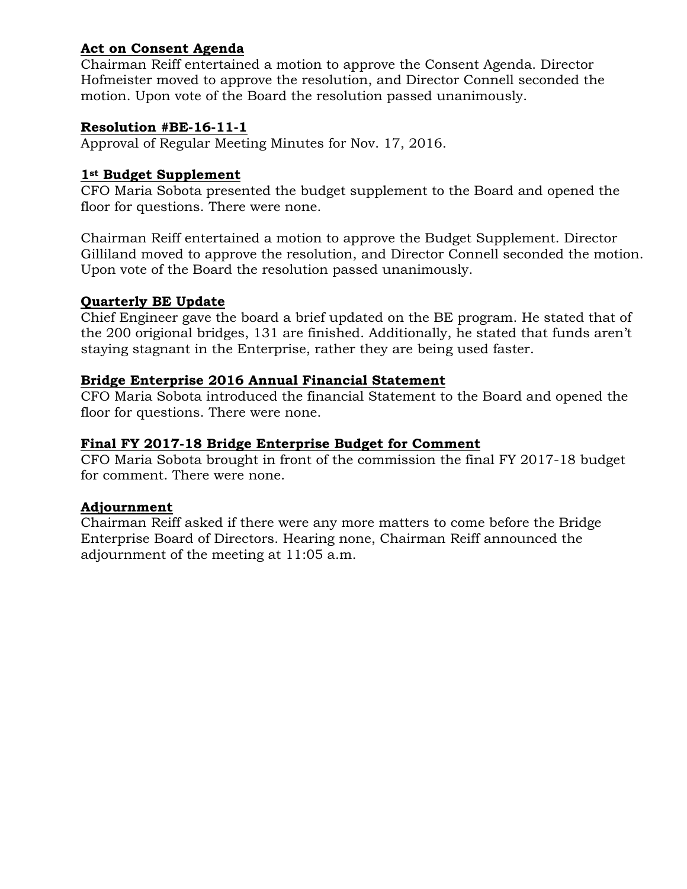**Act on Consent Agenda**

Chairman Reiff entertained a motion to approve the Consent Agenda. Director Hofmeister moved to approve the resolution, and Director Connell seconded the motion. Upon vote of the Board the resolution passed unanimously.

**Resolution #BE-16-11-1**

Approval of Regular Meeting Minutes for Nov. 17, 2016.

**1st Budget Supplement**

CFO Maria Sobota presented the budget supplement to the Board and opened the floor for questions. There were none.

Chairman Reiff entertained a motion to approve the Budget Supplement. Director Gilliland moved to approve the resolution, and Director Connell seconded the motion. Upon vote of the Board the resolution passed unanimously.

**Quarterly BE Update**

Chief Engineer gave the board a brief updated on the BE program. He stated that of the 200 origional bridges, 131 are finished. Additionally, he stated that funds aren't staying stagnant in the Enterprise, rather they are being used faster.

**Bridge Enterprise 2016 Annual Financial Statement**

CFO Maria Sobota introduced the financial Statement to the Board and opened the floor for questions. There were none.

**Final FY 2017-18 Bridge Enterprise Budget for Comment**

CFO Maria Sobota brought in front of the commission the final FY 2017-18 budget for comment. There were none.

**Adjournment**

Chairman Reiff asked if there were any more matters to come before the Bridge Enterprise Board of Directors. Hearing none, Chairman Reiff announced the adjournment of the meeting at 11:05 a.m.